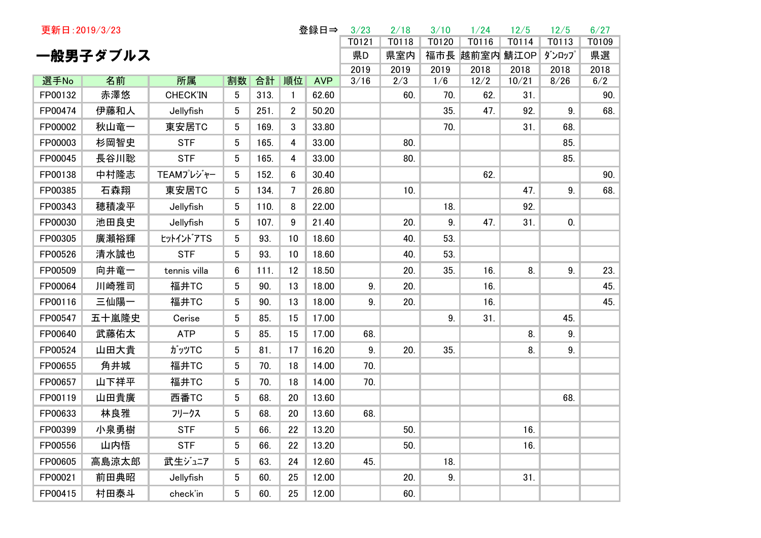更新日:2019/3/23

# 一般男子ダブルス

| | | | | | | 登録日⇒ | 3/23 | 2/18 | 3/10 | 1/24 | 12/5 | 12/5 | 6/27 |
|---|---|---|---|---|---|---|---|---|---|---|---|---|---|
| | | | | | | | T0121 | T0118 | T0120 | T0116 | T0114 | T0113 | T0109 |
| | | | | | | | 県D | 県室内 | 福市長 | 越前室内 | 鯖江OP | ﾀﾞﾝﾛｯﾌﾟ | 県選 |
| | | | | | | | 2019 | 2019 | 2019 | 2018 | 2018 | 2018 | 2018 |
| 選手No | 名前 | 所属 | 割数 | 合計 | 順位 | AVP | 3/16 | 2/3 | 1/6 | 12/2 | 10/21 | 8/26 | 6/2 |
| FP00132 | 赤澤悠 | CHECK'IN | 5 | 313. | 1 | 62.60 | | 60. | 70. | 62. | 31. | | 90. |
| FP00474 | 伊藤和人 | Jellyfish | 5 | 251. | 2 | 50.20 | | | 35. | 47. | 92. | 9. | 68. |
| FP00002 | 秋山竜一 | 東安居TC | 5 | 169. | 3 | 33.80 | | | 70. | | 31. | 68. | |
| FP00003 | 杉岡智史 | STF | 5 | 165. | 4 | 33.00 | | 80. | | | | 85. | |
| FP00045 | 長谷川聡 | STF | 5 | 165. | 4 | 33.00 | | 80. | | | | 85. | |
| FP00138 | 中村隆志 | TEAMﾌﾟﾚｼﾞｬｰ | 5 | 152. | 6 | 30.40 | | | | 62. | | | 90. |
| FP00385 | 石森翔 | 東安居TC | 5 | 134. | 7 | 26.80 | | 10. | | | 47. | 9. | 68. |
| FP00343 | 穂積凌平 | Jellyfish | 5 | 110. | 8 | 22.00 | | | 18. | | 92. | | |
| FP00030 | 池田良史 | Jellyfish | 5 | 107. | 9 | 21.40 | | 20. | 9. | 47. | 31. | 0. | |
| FP00305 | 廣瀬裕輝 | ﾋｯﾄｲﾝﾄﾞｱTS | 5 | 93. | 10 | 18.60 | | 40. | 53. | | | | |
| FP00526 | 清水誠也 | STF | 5 | 93. | 10 | 18.60 | | 40. | 53. | | | | |
| FP00509 | 向井竜一 | tennis villa | 6 | 111. | 12 | 18.50 | | 20. | 35. | 16. | 8. | 9. | 23. |
| FP00064 | 川崎雅司 | 福井TC | 5 | 90. | 13 | 18.00 | 9. | 20. | | 16. | | | 45. |
| FP00116 | 三仙陽一 | 福井TC | 5 | 90. | 13 | 18.00 | 9. | 20. | | 16. | | | 45. |
| FP00547 | 五十嵐隆史 | Cerise | 5 | 85. | 15 | 17.00 | | | 9. | 31. | | 45. | |
| FP00640 | 武藤佑太 | ATP | 5 | 85. | 15 | 17.00 | 68. | | | | 8. | 9. | |
| FP00524 | 山田大貴 | ｶﾞｯﾂTC | 5 | 81. | 17 | 16.20 | 9. | 20. | 35. | | 8. | 9. | |
| FP00655 | 角井城 | 福井TC | 5 | 70. | 18 | 14.00 | 70. | | | | | | |
| FP00657 | 山下祥平 | 福井TC | 5 | 70. | 18 | 14.00 | 70. | | | | | | |
| FP00119 | 山田貴廣 | 西番TC | 5 | 68. | 20 | 13.60 | | | | | | 68. | |
| FP00633 | 林良雅 | ﾌﾘｰｸｽ | 5 | 68. | 20 | 13.60 | 68. | | | | | | |
| FP00399 | 小泉勇樹 | STF | 5 | 66. | 22 | 13.20 | | 50. | | | 16. | | |
| FP00556 | 山内悟 | STF | 5 | 66. | 22 | 13.20 | | 50. | | | 16. | | |
| FP00605 | 高島涼太郎 | 武生ｼﾞｭﾆｱ | 5 | 63. | 24 | 12.60 | 45. | | 18. | | | | |
| FP00021 | 前田典昭 | Jellyfish | 5 | 60. | 25 | 12.00 | | 20. | 9. | | 31. | | |
| FP00415 | 村田泰斗 | check'in | 5 | 60. | 25 | 12.00 | | 60. | | | | | |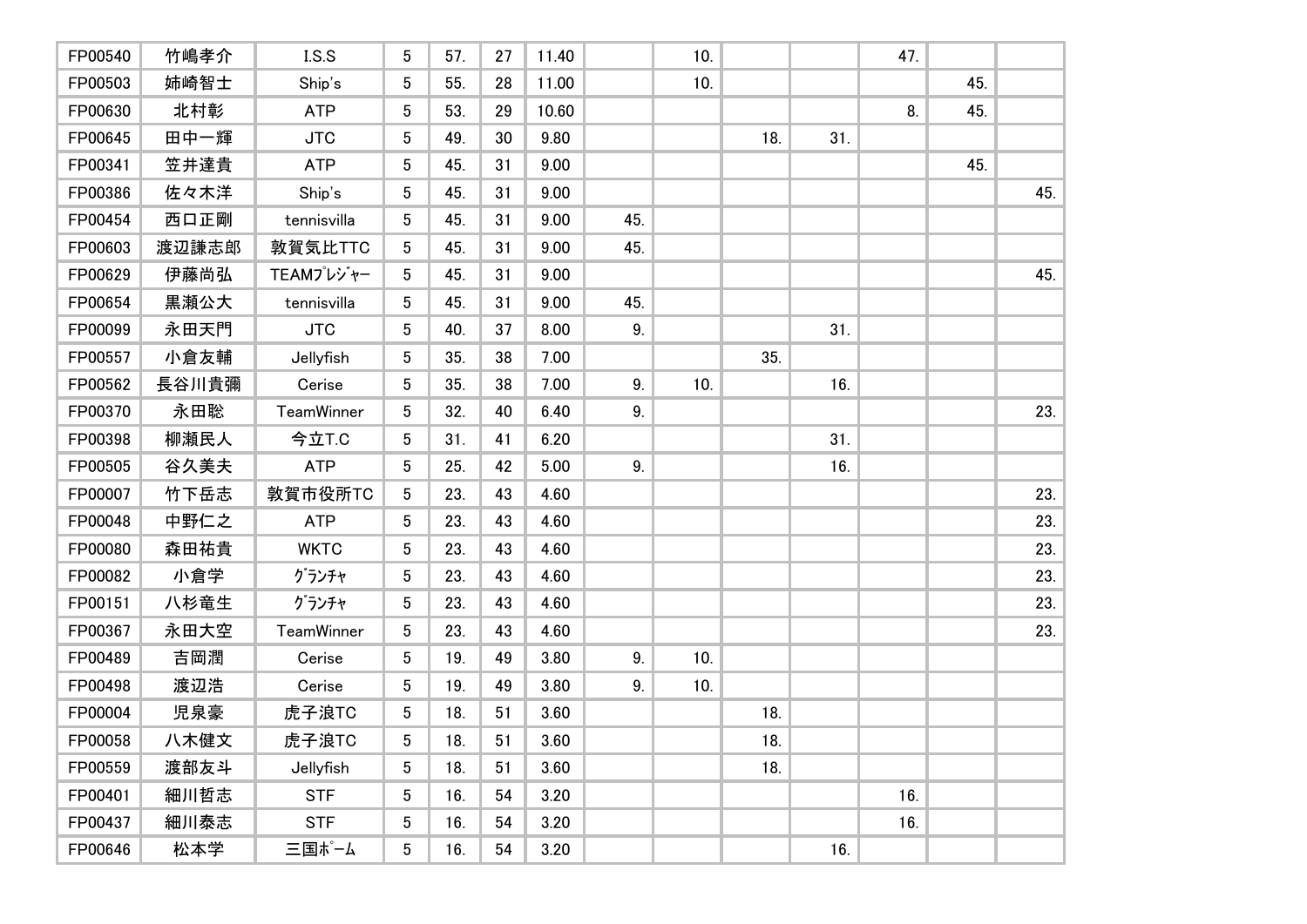| | | | | | | | | | | | | | |
|---|---|---|---|---|---|---|---|---|---|---|---|---|---|
| FP00540 | 竹嶋孝介 | I.S.S | 5 | 57. | 27 | 11.40 | | 10. | | | 47. | | |
| FP00503 | 姉崎智士 | Ship's | 5 | 55. | 28 | 11.00 | | 10. | | | | 45. | |
| FP00630 | 北村彰 | ATP | 5 | 53. | 29 | 10.60 | | | | | 8. | 45. | |
| FP00645 | 田中一輝 | JTC | 5 | 49. | 30 | 9.80 | | | 18. | 31. | | | |
| FP00341 | 笠井達貴 | ATP | 5 | 45. | 31 | 9.00 | | | | | | 45. | |
| FP00386 | 佐々木洋 | Ship's | 5 | 45. | 31 | 9.00 | | | | | | | 45. |
| FP00454 | 西口正剛 | tennisvilla | 5 | 45. | 31 | 9.00 | 45. | | | | | | |
| FP00603 | 渡辺謙志郎 | 敦賀気比TTC | 5 | 45. | 31 | 9.00 | 45. | | | | | | |
| FP00629 | 伊藤尚弘 | TEAMﾌﾟﾚｼﾞｬｰ | 5 | 45. | 31 | 9.00 | | | | | | | 45. |
| FP00654 | 黒瀬公大 | tennisvilla | 5 | 45. | 31 | 9.00 | 45. | | | | | | |
| FP00099 | 永田天門 | JTC | 5 | 40. | 37 | 8.00 | 9. | | | 31. | | | |
| FP00557 | 小倉友輔 | Jellyfish | 5 | 35. | 38 | 7.00 | | | 35. | | | | |
| FP00562 | 長谷川貴彌 | Cerise | 5 | 35. | 38 | 7.00 | 9. | 10. | | 16. | | | |
| FP00370 | 永田聡 | TeamWinner | 5 | 32. | 40 | 6.40 | 9. | | | | | | 23. |
| FP00398 | 柳瀬民人 | 今立T.C | 5 | 31. | 41 | 6.20 | | | | 31. | | | |
| FP00505 | 谷久美夫 | ATP | 5 | 25. | 42 | 5.00 | 9. | | | 16. | | | |
| FP00007 | 竹下岳志 | 敦賀市役所TC | 5 | 23. | 43 | 4.60 | | | | | | | 23. |
| FP00048 | 中野仁之 | ATP | 5 | 23. | 43 | 4.60 | | | | | | | 23. |
| FP00080 | 森田祐貴 | WKTC | 5 | 23. | 43 | 4.60 | | | | | | | 23. |
| FP00082 | 小倉学 | ｸﾞﾗﾝﾁｬ | 5 | 23. | 43 | 4.60 | | | | | | | 23. |
| FP00151 | 八杉竜生 | ｸﾞﾗﾝﾁｬ | 5 | 23. | 43 | 4.60 | | | | | | | 23. |
| FP00367 | 永田大空 | TeamWinner | 5 | 23. | 43 | 4.60 | | | | | | | 23. |
| FP00489 | 吉岡潤 | Cerise | 5 | 19. | 49 | 3.80 | 9. | 10. | | | | | |
| FP00498 | 渡辺浩 | Cerise | 5 | 19. | 49 | 3.80 | 9. | 10. | | | | | |
| FP00004 | 児泉豪 | 虎子浪TC | 5 | 18. | 51 | 3.60 | | | 18. | | | | |
| FP00058 | 八木健文 | 虎子浪TC | 5 | 18. | 51 | 3.60 | | | 18. | | | | |
| FP00559 | 渡部友斗 | Jellyfish | 5 | 18. | 51 | 3.60 | | | 18. | | | | |
| FP00401 | 細川哲志 | STF | 5 | 16. | 54 | 3.20 | | | | | 16. | | |
| FP00437 | 細川泰志 | STF | 5 | 16. | 54 | 3.20 | | | | | 16. | | |
| FP00646 | 松本学 | 三国ﾎﾟｰﾑ | 5 | 16. | 54 | 3.20 | | | | 16. | | | |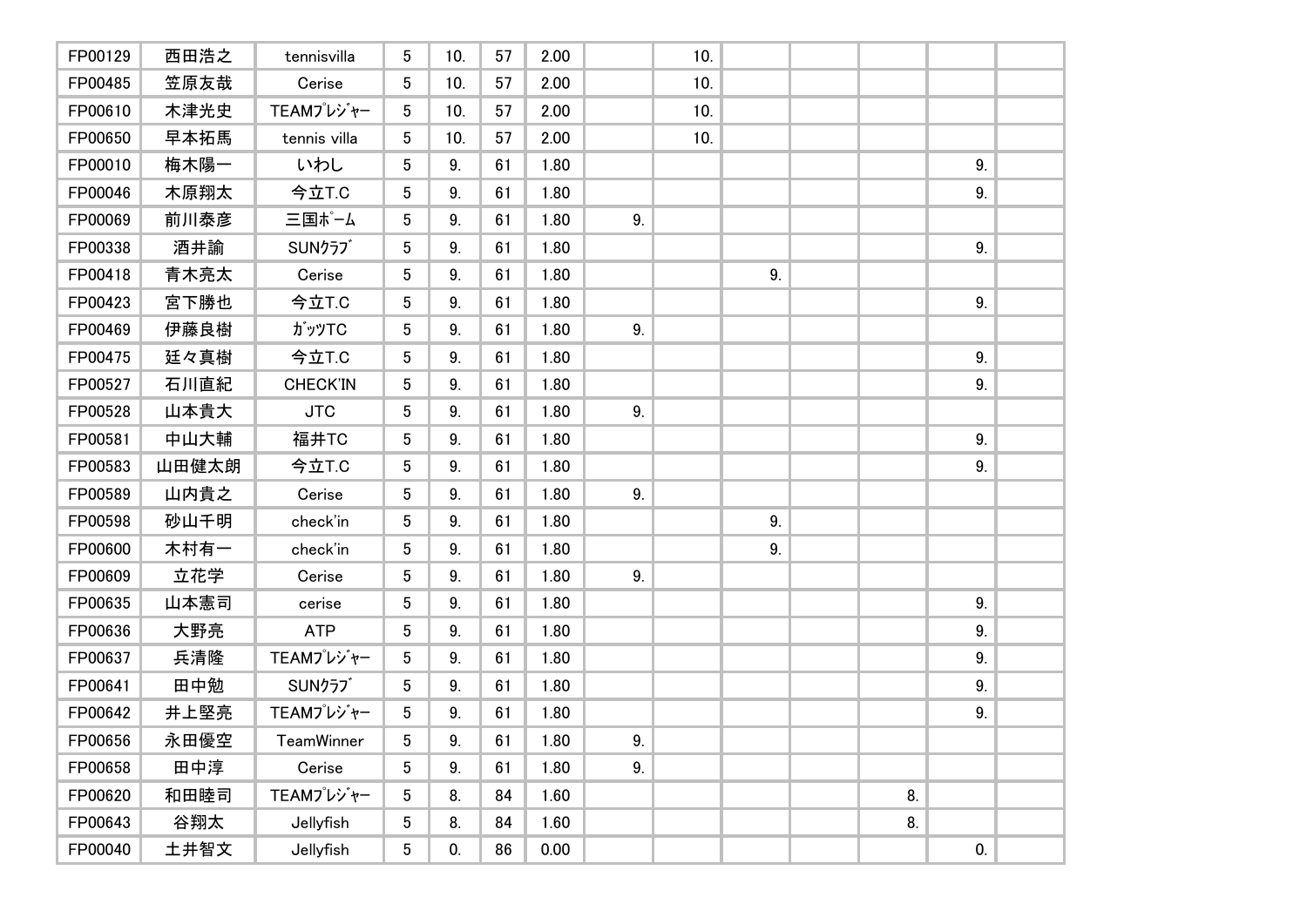| | | | | | | | | | | | | | |
|---|---|---|---|---|---|---|---|---|---|---|---|---|---|
| FP00129 | 西田浩之 | tennisvilla | 5 | 10. | 57 | 2.00 | | 10. | | | | | |
| FP00485 | 笠原友哉 | Cerise | 5 | 10. | 57 | 2.00 | | 10. | | | | | |
| FP00610 | 木津光史 | TEAMﾌﾟﾚｼﾞｬｰ | 5 | 10. | 57 | 2.00 | | 10. | | | | | |
| FP00650 | 早本拓馬 | tennis villa | 5 | 10. | 57 | 2.00 | | 10. | | | | | |
| FP00010 | 梅木陽一 | いわし | 5 | 9. | 61 | 1.80 | | | | | | 9. | |
| FP00046 | 木原翔太 | 今立T.C | 5 | 9. | 61 | 1.80 | | | | | | 9. | |
| FP00069 | 前川泰彦 | 三国ﾎﾟｰﾑ | 5 | 9. | 61 | 1.80 | 9. | | | | | | |
| FP00338 | 酒井諭 | SUNｸﾗﾌﾞ | 5 | 9. | 61 | 1.80 | | | | | | 9. | |
| FP00418 | 青木亮太 | Cerise | 5 | 9. | 61 | 1.80 | | | 9. | | | | |
| FP00423 | 宮下勝也 | 今立T.C | 5 | 9. | 61 | 1.80 | | | | | | 9. | |
| FP00469 | 伊藤良樹 | ｶﾞｯﾂTC | 5 | 9. | 61 | 1.80 | 9. | | | | | | |
| FP00475 | 廷々真樹 | 今立T.C | 5 | 9. | 61 | 1.80 | | | | | | 9. | |
| FP00527 | 石川直紀 | CHECK'IN | 5 | 9. | 61 | 1.80 | | | | | | 9. | |
| FP00528 | 山本貴大 | JTC | 5 | 9. | 61 | 1.80 | 9. | | | | | | |
| FP00581 | 中山大輔 | 福井TC | 5 | 9. | 61 | 1.80 | | | | | | 9. | |
| FP00583 | 山田健太朗 | 今立T.C | 5 | 9. | 61 | 1.80 | | | | | | 9. | |
| FP00589 | 山内貴之 | Cerise | 5 | 9. | 61 | 1.80 | 9. | | | | | | |
| FP00598 | 砂山千明 | check'in | 5 | 9. | 61 | 1.80 | | | 9. | | | | |
| FP00600 | 木村有一 | check'in | 5 | 9. | 61 | 1.80 | | | 9. | | | | |
| FP00609 | 立花学 | Cerise | 5 | 9. | 61 | 1.80 | 9. | | | | | | |
| FP00635 | 山本憲司 | cerise | 5 | 9. | 61 | 1.80 | | | | | | 9. | |
| FP00636 | 大野亮 | ATP | 5 | 9. | 61 | 1.80 | | | | | | 9. | |
| FP00637 | 兵清隆 | TEAMﾌﾟﾚｼﾞｬｰ | 5 | 9. | 61 | 1.80 | | | | | | 9. | |
| FP00641 | 田中勉 | SUNｸﾗﾌﾞ | 5 | 9. | 61 | 1.80 | | | | | | 9. | |
| FP00642 | 井上堅亮 | TEAMﾌﾟﾚｼﾞｬｰ | 5 | 9. | 61 | 1.80 | | | | | | 9. | |
| FP00656 | 永田優空 | TeamWinner | 5 | 9. | 61 | 1.80 | 9. | | | | | | |
| FP00658 | 田中淳 | Cerise | 5 | 9. | 61 | 1.80 | 9. | | | | | | |
| FP00620 | 和田睦司 | TEAMﾌﾟﾚｼﾞｬｰ | 5 | 8. | 84 | 1.60 | | | | | 8. | | |
| FP00643 | 谷翔太 | Jellyfish | 5 | 8. | 84 | 1.60 | | | | | 8. | | |
| FP00040 | 土井智文 | Jellyfish | 5 | 0. | 86 | 0.00 | | | | | | 0. | |